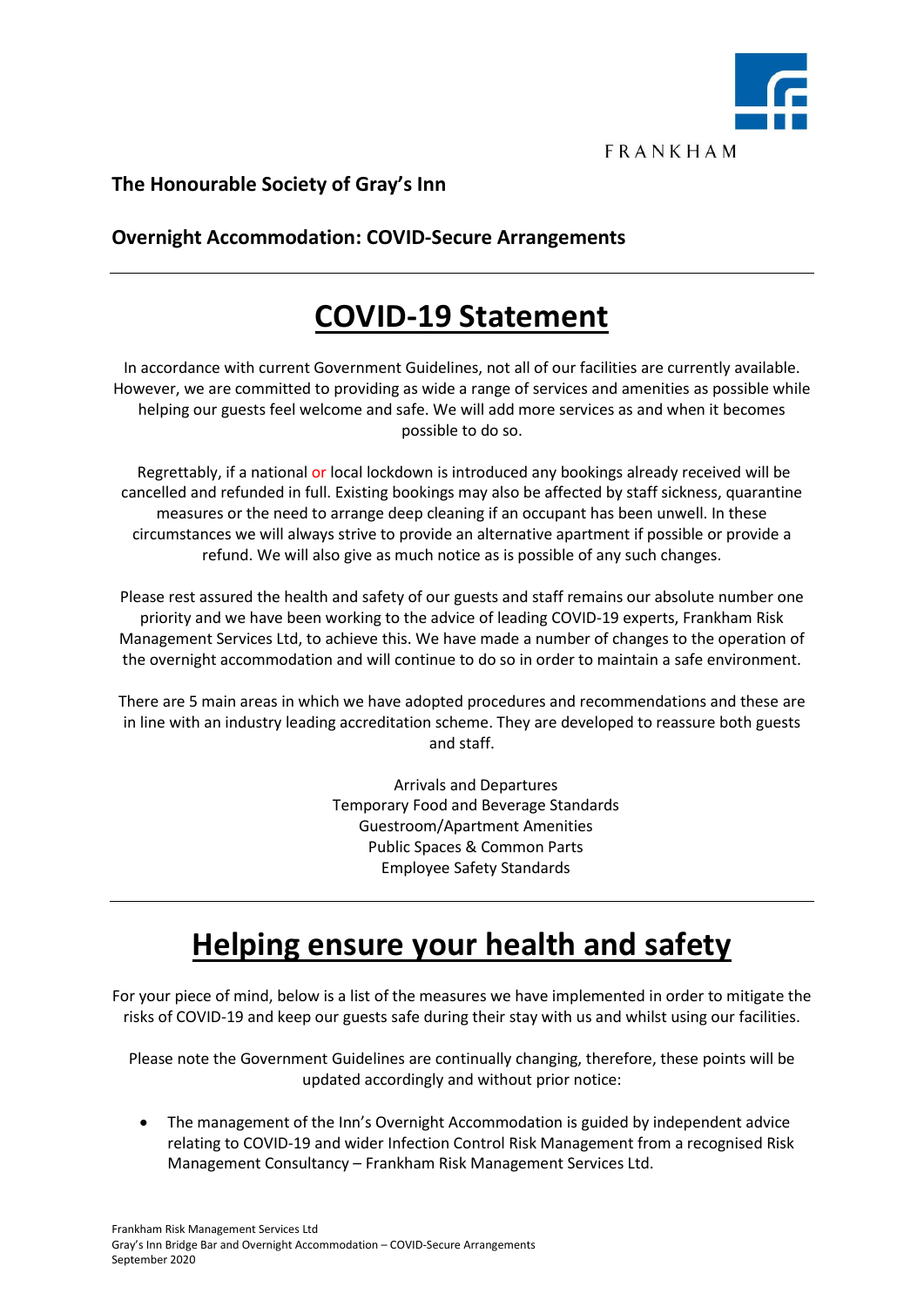FRANKHAM

**The Honourable Society of Gray's Inn**

**Overnight Accommodation: COVID-Secure Arrangements**

---

# COVID-19 Statement

In accordance with current Government Guidelines, not all of our facilities are currently available. However, we are committed to providing as wide a range of services and amenities as possible while helping our guests feel welcome and safe. We will add more services as and when it becomes possible to do so.

Regrettably, if a national or local lockdown is introduced any bookings already received will be cancelled and refunded in full. Existing bookings may also be affected by staff sickness, quarantine measures or the need to arrange deep cleaning if an occupant has been unwell. In these circumstances we will always strive to provide an alternative apartment if possible or provide a refund. We will also give as much notice as is possible of any such changes.

Please rest assured the health and safety of our guests and staff remains our absolute number one priority and we have been working to the advice of leading COVID-19 experts, Frankham Risk Management Services Ltd, to achieve this. We have made a number of changes to the operation of the overnight accommodation and will continue to do so in order to maintain a safe environment.

There are 5 main areas in which we have adopted procedures and recommendations and these are in line with an industry leading accreditation scheme. They are developed to reassure both guests and staff.

Arrivals and Departures
Temporary Food and Beverage Standards
Guestroom/Apartment Amenities
Public Spaces & Common Parts
Employee Safety Standards

---

# Helping ensure your health and safety

For your piece of mind, below is a list of the measures we have implemented in order to mitigate the risks of COVID-19 and keep our guests safe during their stay with us and whilst using our facilities.

Please note the Government Guidelines are continually changing, therefore, these points will be updated accordingly and without prior notice:

- The management of the Inn's Overnight Accommodation is guided by independent advice relating to COVID-19 and wider Infection Control Risk Management from a recognised Risk Management Consultancy – Frankham Risk Management Services Ltd.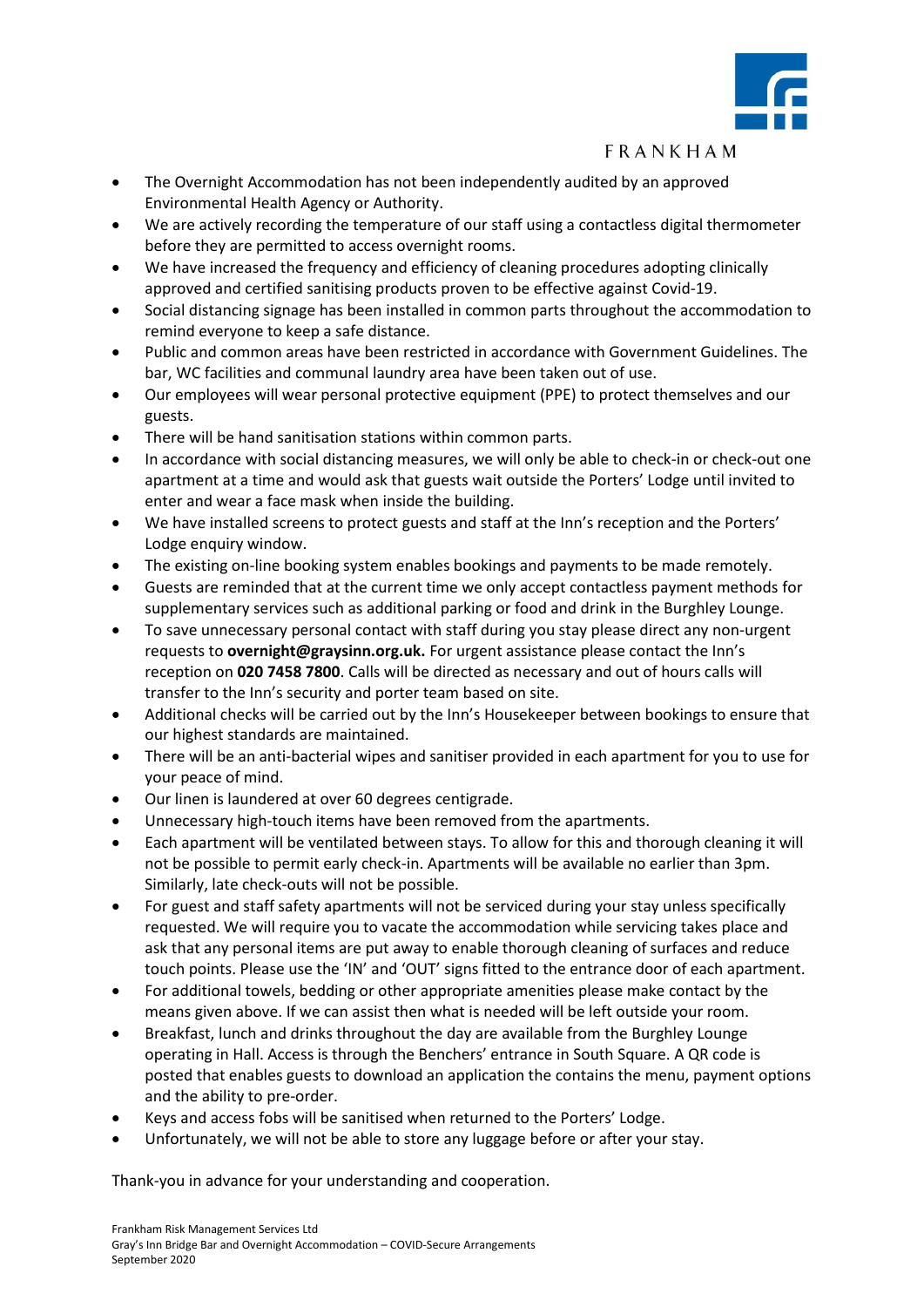- The Overnight Accommodation has not been independently audited by an approved Environmental Health Agency or Authority.
- We are actively recording the temperature of our staff using a contactless digital thermometer before they are permitted to access overnight rooms.
- We have increased the frequency and efficiency of cleaning procedures adopting clinically approved and certified sanitising products proven to be effective against Covid-19.
- Social distancing signage has been installed in common parts throughout the accommodation to remind everyone to keep a safe distance.
- Public and common areas have been restricted in accordance with Government Guidelines. The bar, WC facilities and communal laundry area have been taken out of use.
- Our employees will wear personal protective equipment (PPE) to protect themselves and our guests.
- There will be hand sanitisation stations within common parts.
- In accordance with social distancing measures, we will only be able to check-in or check-out one apartment at a time and would ask that guests wait outside the Porters' Lodge until invited to enter and wear a face mask when inside the building.
- We have installed screens to protect guests and staff at the Inn's reception and the Porters' Lodge enquiry window.
- The existing on-line booking system enables bookings and payments to be made remotely.
- Guests are reminded that at the current time we only accept contactless payment methods for supplementary services such as additional parking or food and drink in the Burghley Lounge.
- To save unnecessary personal contact with staff during you stay please direct any non-urgent requests to **overnight@graysinn.org.uk.** For urgent assistance please contact the Inn's reception on **020 7458 7800**. Calls will be directed as necessary and out of hours calls will transfer to the Inn's security and porter team based on site.
- Additional checks will be carried out by the Inn's Housekeeper between bookings to ensure that our highest standards are maintained.
- There will be an anti-bacterial wipes and sanitiser provided in each apartment for you to use for your peace of mind.
- Our linen is laundered at over 60 degrees centigrade.
- Unnecessary high-touch items have been removed from the apartments.
- Each apartment will be ventilated between stays. To allow for this and thorough cleaning it will not be possible to permit early check-in. Apartments will be available no earlier than 3pm. Similarly, late check-outs will not be possible.
- For guest and staff safety apartments will not be serviced during your stay unless specifically requested. We will require you to vacate the accommodation while servicing takes place and ask that any personal items are put away to enable thorough cleaning of surfaces and reduce touch points. Please use the 'IN' and 'OUT' signs fitted to the entrance door of each apartment.
- For additional towels, bedding or other appropriate amenities please make contact by the means given above. If we can assist then what is needed will be left outside your room.
- Breakfast, lunch and drinks throughout the day are available from the Burghley Lounge operating in Hall. Access is through the Benchers' entrance in South Square. A QR code is posted that enables guests to download an application the contains the menu, payment options and the ability to pre-order.
- Keys and access fobs will be sanitised when returned to the Porters' Lodge.
- Unfortunately, we will not be able to store any luggage before or after your stay.

Thank-you in advance for your understanding and cooperation.